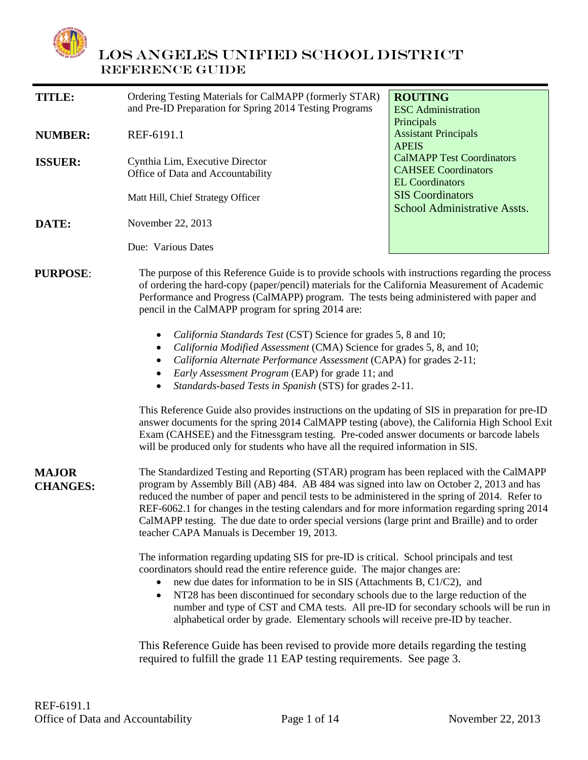# LOS ANGELES UNIFIED SCHOOL DISTRICT
## REFERENCE GUIDE

| | | |
|---|---|---|
| **TITLE:** | Ordering Testing Materials for CalMAPP (formerly STAR) and Pre-ID Preparation for Spring 2014 Testing Programs | **ROUTING**<br>ESC Administration<br>Principals<br>Assistant Principals<br>APEIS<br>CalMAPP Test Coordinators<br>CAHSEE Coordinators<br>EL Coordinators<br>SIS Coordinators<br>School Administrative Assts. |
| **NUMBER:** | REF-6191.1 | |
| **ISSUER:** | Cynthia Lim, Executive Director<br>Office of Data and Accountability<br><br>Matt Hill, Chief Strategy Officer | |
| **DATE:** | November 22, 2013<br><br>Due: Various Dates | |

**PURPOSE**: The purpose of this Reference Guide is to provide schools with instructions regarding the process of ordering the hard-copy (paper/pencil) materials for the California Measurement of Academic Performance and Progress (CalMAPP) program. The tests being administered with paper and pencil in the CalMAPP program for spring 2014 are:

- *California Standards Test* (CST) Science for grades 5, 8 and 10;
- *California Modified Assessment* (CMA) Science for grades 5, 8, and 10;
- *California Alternate Performance Assessment* (CAPA) for grades 2-11;
- *Early Assessment Program* (EAP) for grade 11; and
- *Standards-based Tests in Spanish* (STS) for grades 2-11.

This Reference Guide also provides instructions on the updating of SIS in preparation for pre-ID answer documents for the spring 2014 CalMAPP testing (above), the California High School Exit Exam (CAHSEE) and the Fitnessgram testing. Pre-coded answer documents or barcode labels will be produced only for students who have all the required information in SIS.

**MAJOR CHANGES:** The Standardized Testing and Reporting (STAR) program has been replaced with the CalMAPP program by Assembly Bill (AB) 484. AB 484 was signed into law on October 2, 2013 and has reduced the number of paper and pencil tests to be administered in the spring of 2014. Refer to REF-6062.1 for changes in the testing calendars and for more information regarding spring 2014 CalMAPP testing. The due date to order special versions (large print and Braille) and to order teacher CAPA Manuals is December 19, 2013.

The information regarding updating SIS for pre-ID is critical. School principals and test coordinators should read the entire reference guide. The major changes are:

- new due dates for information to be in SIS (Attachments B, C1/C2), and
- NT28 has been discontinued for secondary schools due to the large reduction of the number and type of CST and CMA tests. All pre-ID for secondary schools will be run in alphabetical order by grade. Elementary schools will receive pre-ID by teacher.

This Reference Guide has been revised to provide more details regarding the testing required to fulfill the grade 11 EAP testing requirements. See page 3.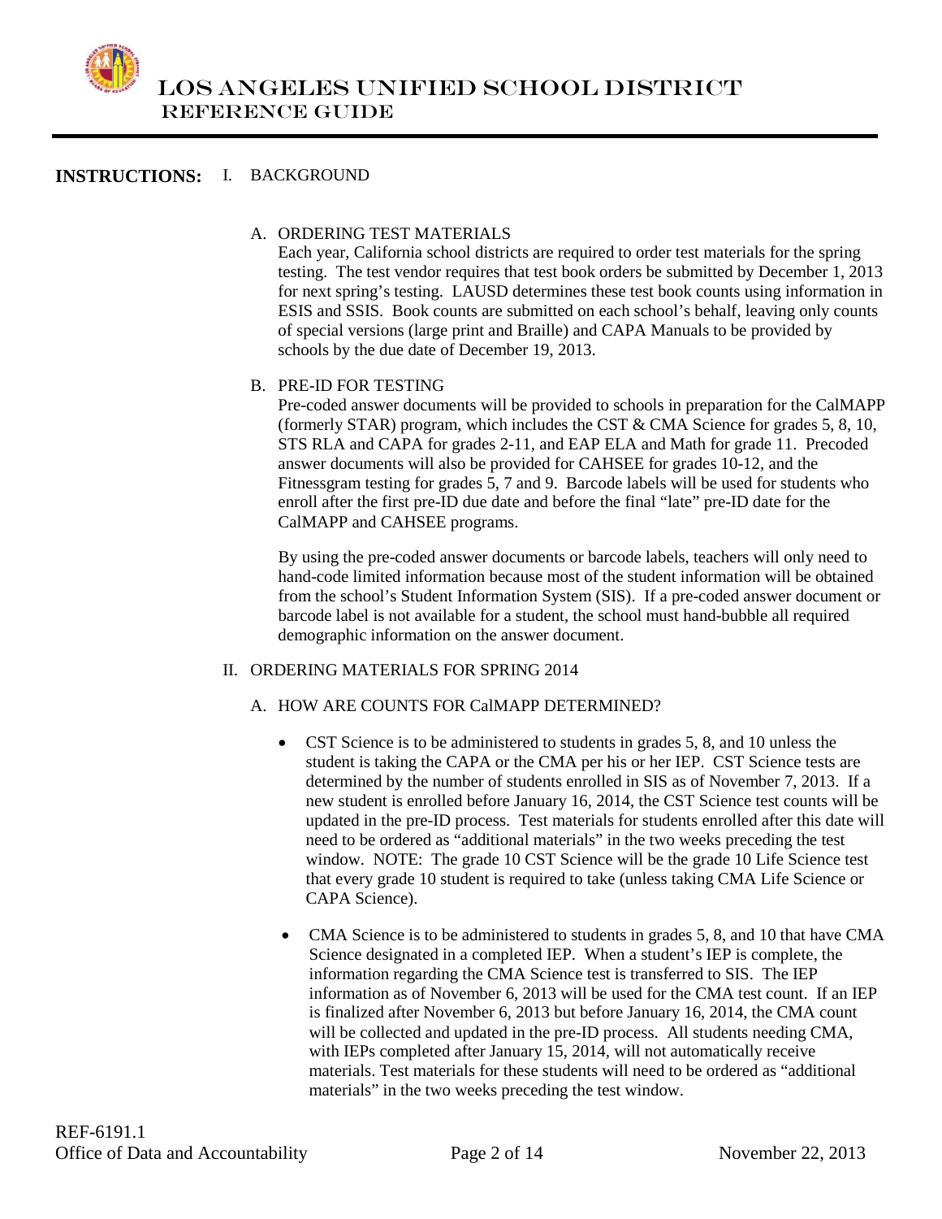# LOS ANGELES UNIFIED SCHOOL DISTRICT
## REFERENCE GUIDE

**INSTRUCTIONS:** I. BACKGROUND

A. ORDERING TEST MATERIALS

Each year, California school districts are required to order test materials for the spring testing. The test vendor requires that test book orders be submitted by December 1, 2013 for next spring's testing. LAUSD determines these test book counts using information in ESIS and SSIS. Book counts are submitted on each school's behalf, leaving only counts of special versions (large print and Braille) and CAPA Manuals to be provided by schools by the due date of December 19, 2013.

B. PRE-ID FOR TESTING

Pre-coded answer documents will be provided to schools in preparation for the CalMAPP (formerly STAR) program, which includes the CST & CMA Science for grades 5, 8, 10, STS RLA and CAPA for grades 2-11, and EAP ELA and Math for grade 11. Precoded answer documents will also be provided for CAHSEE for grades 10-12, and the Fitnessgram testing for grades 5, 7 and 9. Barcode labels will be used for students who enroll after the first pre-ID due date and before the final "late" pre-ID date for the CalMAPP and CAHSEE programs.

By using the pre-coded answer documents or barcode labels, teachers will only need to hand-code limited information because most of the student information will be obtained from the school's Student Information System (SIS). If a pre-coded answer document or barcode label is not available for a student, the school must hand-bubble all required demographic information on the answer document.

II. ORDERING MATERIALS FOR SPRING 2014

A. HOW ARE COUNTS FOR CalMAPP DETERMINED?

- CST Science is to be administered to students in grades 5, 8, and 10 unless the student is taking the CAPA or the CMA per his or her IEP. CST Science tests are determined by the number of students enrolled in SIS as of November 7, 2013. If a new student is enrolled before January 16, 2014, the CST Science test counts will be updated in the pre-ID process. Test materials for students enrolled after this date will need to be ordered as "additional materials" in the two weeks preceding the test window. NOTE: The grade 10 CST Science will be the grade 10 Life Science test that every grade 10 student is required to take (unless taking CMA Life Science or CAPA Science).

- CMA Science is to be administered to students in grades 5, 8, and 10 that have CMA Science designated in a completed IEP. When a student's IEP is complete, the information regarding the CMA Science test is transferred to SIS. The IEP information as of November 6, 2013 will be used for the CMA test count. If an IEP is finalized after November 6, 2013 but before January 16, 2014, the CMA count will be collected and updated in the pre-ID process. All students needing CMA, with IEPs completed after January 15, 2014, will not automatically receive materials. Test materials for these students will need to be ordered as "additional materials" in the two weeks preceding the test window.

REF-6191.1
Office of Data and Accountability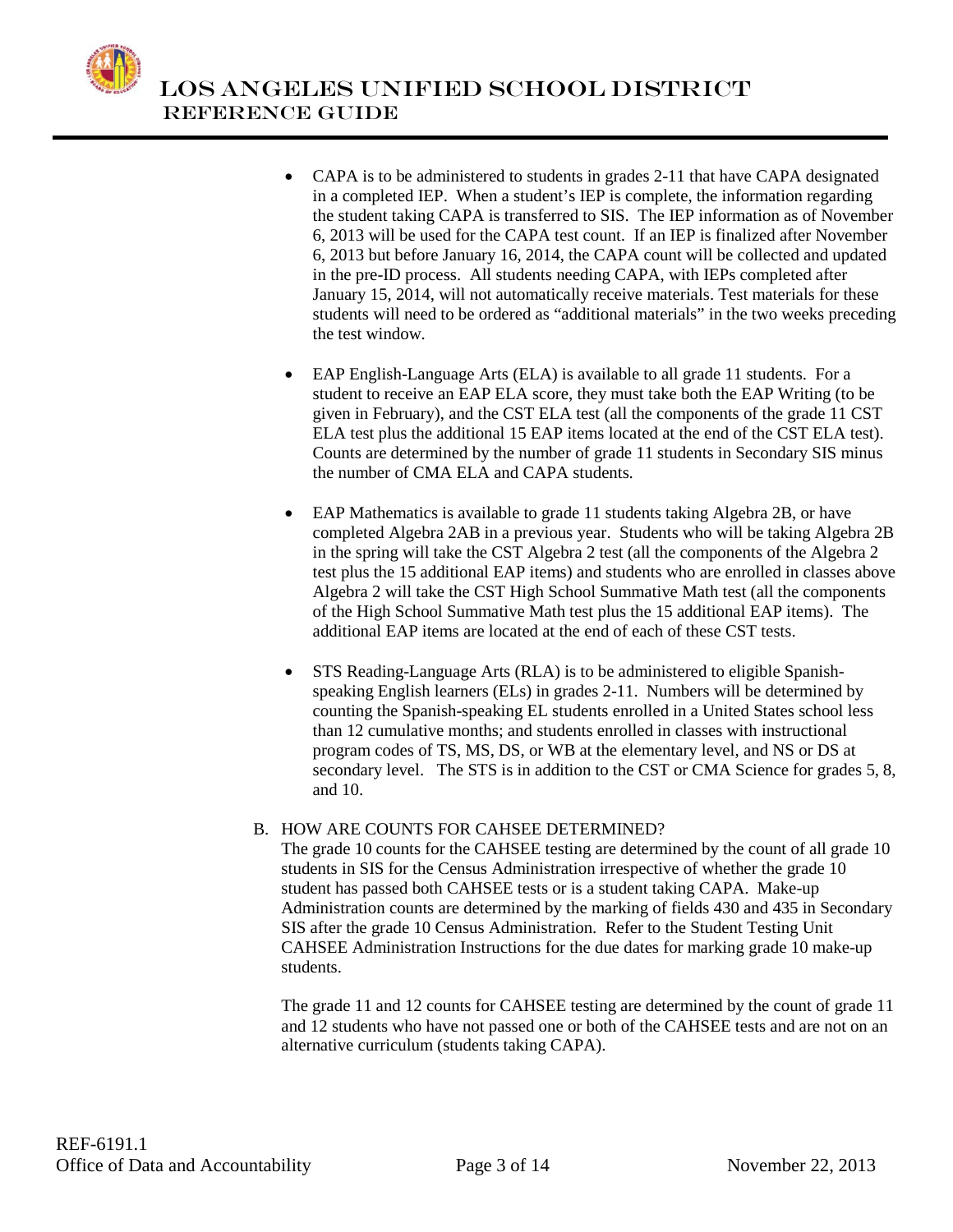- CAPA is to be administered to students in grades 2-11 that have CAPA designated in a completed IEP. When a student's IEP is complete, the information regarding the student taking CAPA is transferred to SIS. The IEP information as of November 6, 2013 will be used for the CAPA test count. If an IEP is finalized after November 6, 2013 but before January 16, 2014, the CAPA count will be collected and updated in the pre-ID process. All students needing CAPA, with IEPs completed after January 15, 2014, will not automatically receive materials. Test materials for these students will need to be ordered as "additional materials" in the two weeks preceding the test window.

- EAP English-Language Arts (ELA) is available to all grade 11 students. For a student to receive an EAP ELA score, they must take both the EAP Writing (to be given in February), and the CST ELA test (all the components of the grade 11 CST ELA test plus the additional 15 EAP items located at the end of the CST ELA test). Counts are determined by the number of grade 11 students in Secondary SIS minus the number of CMA ELA and CAPA students.

- EAP Mathematics is available to grade 11 students taking Algebra 2B, or have completed Algebra 2AB in a previous year. Students who will be taking Algebra 2B in the spring will take the CST Algebra 2 test (all the components of the Algebra 2 test plus the 15 additional EAP items) and students who are enrolled in classes above Algebra 2 will take the CST High School Summative Math test (all the components of the High School Summative Math test plus the 15 additional EAP items). The additional EAP items are located at the end of each of these CST tests.

- STS Reading-Language Arts (RLA) is to be administered to eligible Spanish-speaking English learners (ELs) in grades 2-11. Numbers will be determined by counting the Spanish-speaking EL students enrolled in a United States school less than 12 cumulative months; and students enrolled in classes with instructional program codes of TS, MS, DS, or WB at the elementary level, and NS or DS at secondary level. The STS is in addition to the CST or CMA Science for grades 5, 8, and 10.

B. HOW ARE COUNTS FOR CAHSEE DETERMINED?

The grade 10 counts for the CAHSEE testing are determined by the count of all grade 10 students in SIS for the Census Administration irrespective of whether the grade 10 student has passed both CAHSEE tests or is a student taking CAPA. Make-up Administration counts are determined by the marking of fields 430 and 435 in Secondary SIS after the grade 10 Census Administration. Refer to the Student Testing Unit CAHSEE Administration Instructions for the due dates for marking grade 10 make-up students.

The grade 11 and 12 counts for CAHSEE testing are determined by the count of grade 11 and 12 students who have not passed one or both of the CAHSEE tests and are not on an alternative curriculum (students taking CAPA).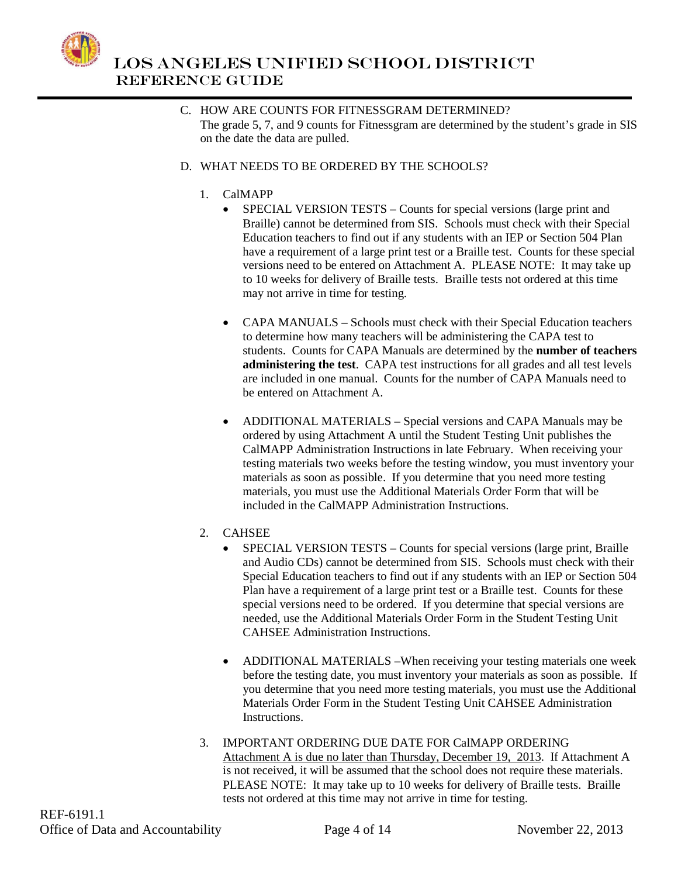C. HOW ARE COUNTS FOR FITNESSGRAM DETERMINED?
The grade 5, 7, and 9 counts for Fitnessgram are determined by the student's grade in SIS on the date the data are pulled.

D. WHAT NEEDS TO BE ORDERED BY THE SCHOOLS?

1. CalMAPP
   - SPECIAL VERSION TESTS – Counts for special versions (large print and Braille) cannot be determined from SIS. Schools must check with their Special Education teachers to find out if any students with an IEP or Section 504 Plan have a requirement of a large print test or a Braille test. Counts for these special versions need to be entered on Attachment A. PLEASE NOTE: It may take up to 10 weeks for delivery of Braille tests. Braille tests not ordered at this time may not arrive in time for testing.

   - CAPA MANUALS – Schools must check with their Special Education teachers to determine how many teachers will be administering the CAPA test to students. Counts for CAPA Manuals are determined by the **number of teachers administering the test**. CAPA test instructions for all grades and all test levels are included in one manual. Counts for the number of CAPA Manuals need to be entered on Attachment A.

   - ADDITIONAL MATERIALS – Special versions and CAPA Manuals may be ordered by using Attachment A until the Student Testing Unit publishes the CalMAPP Administration Instructions in late February. When receiving your testing materials two weeks before the testing window, you must inventory your materials as soon as possible. If you determine that you need more testing materials, you must use the Additional Materials Order Form that will be included in the CalMAPP Administration Instructions.

2. CAHSEE
   - SPECIAL VERSION TESTS – Counts for special versions (large print, Braille and Audio CDs) cannot be determined from SIS. Schools must check with their Special Education teachers to find out if any students with an IEP or Section 504 Plan have a requirement of a large print test or a Braille test. Counts for these special versions need to be ordered. If you determine that special versions are needed, use the Additional Materials Order Form in the Student Testing Unit CAHSEE Administration Instructions.

   - ADDITIONAL MATERIALS –When receiving your testing materials one week before the testing date, you must inventory your materials as soon as possible. If you determine that you need more testing materials, you must use the Additional Materials Order Form in the Student Testing Unit CAHSEE Administration Instructions.

3. IMPORTANT ORDERING DUE DATE FOR CalMAPP ORDERING
   Attachment A is due no later than Thursday, December 19, 2013. If Attachment A is not received, it will be assumed that the school does not require these materials. PLEASE NOTE: It may take up to 10 weeks for delivery of Braille tests. Braille tests not ordered at this time may not arrive in time for testing.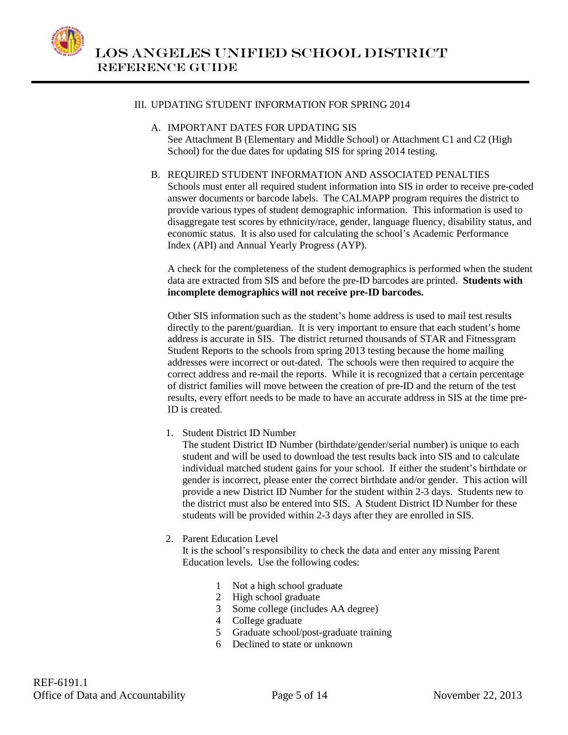## III. UPDATING STUDENT INFORMATION FOR SPRING 2014

### A. IMPORTANT DATES FOR UPDATING SIS

See Attachment B (Elementary and Middle School) or Attachment C1 and C2 (High School) for the due dates for updating SIS for spring 2014 testing.

### B. REQUIRED STUDENT INFORMATION AND ASSOCIATED PENALTIES

Schools must enter all required student information into SIS in order to receive pre-coded answer documents or barcode labels. The CALMAPP program requires the district to provide various types of student demographic information. This information is used to disaggregate test scores by ethnicity/race, gender, language fluency, disability status, and economic status. It is also used for calculating the school's Academic Performance Index (API) and Annual Yearly Progress (AYP).

A check for the completeness of the student demographics is performed when the student data are extracted from SIS and before the pre-ID barcodes are printed. **Students with incomplete demographics will not receive pre-ID barcodes.**

Other SIS information such as the student's home address is used to mail test results directly to the parent/guardian. It is very important to ensure that each student's home address is accurate in SIS. The district returned thousands of STAR and Fitnessgram Student Reports to the schools from spring 2013 testing because the home mailing addresses were incorrect or out-dated. The schools were then required to acquire the correct address and re-mail the reports. While it is recognized that a certain percentage of district families will move between the creation of pre-ID and the return of the test results, every effort needs to be made to have an accurate address in SIS at the time pre-ID is created.

1. Student District ID Number

   The student District ID Number (birthdate/gender/serial number) is unique to each student and will be used to download the test results back into SIS and to calculate individual matched student gains for your school. If either the student's birthdate or gender is incorrect, please enter the correct birthdate and/or gender. This action will provide a new District ID Number for the student within 2-3 days. Students new to the district must also be entered into SIS. A Student District ID Number for these students will be provided within 2-3 days after they are enrolled in SIS.

2. Parent Education Level

   It is the school's responsibility to check the data and enter any missing Parent Education levels. Use the following codes:

   1 Not a high school graduate
   2 High school graduate
   3 Some college (includes AA degree)
   4 College graduate
   5 Graduate school/post-graduate training
   6 Declined to state or unknown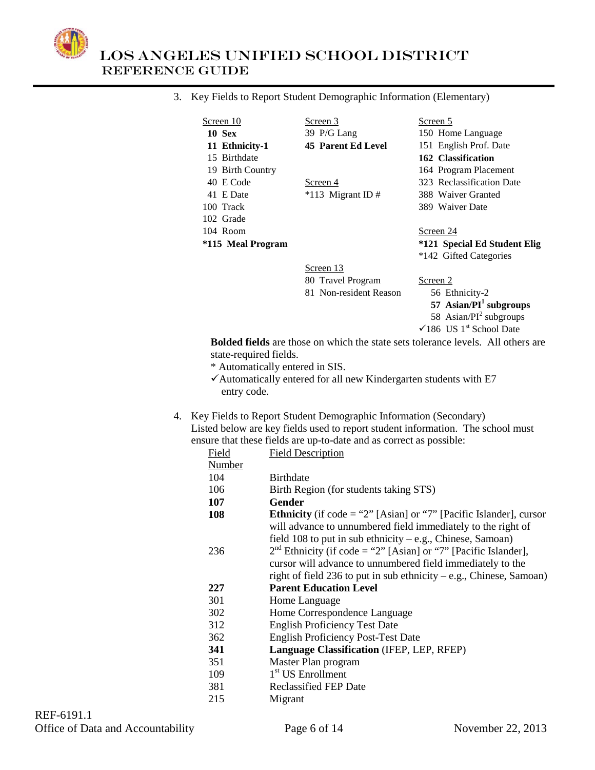3. Key Fields to Report Student Demographic Information (Elementary)

| Screen 10 | Screen 3 | Screen 5 |
|---|---|---|
| **10 Sex** | 39 P/G Lang | 150 Home Language |
| **11 Ethnicity-1** | **45 Parent Ed Level** | 151 English Prof. Date |
| 15 Birthdate | | **162 Classification** |
| 19 Birth Country | | 164 Program Placement |
| 40 E Code | Screen 4 | 323 Reclassification Date |
| 41 E Date | *113 Migrant ID # | 388 Waiver Granted |
| 100 Track | | 389 Waiver Date |
| 102 Grade | | |
| 104 Room | | Screen 24 |
| ***115 Meal Program** | | ***121 Special Ed Student Elig** |
| | | *142 Gifted Categories |
| | Screen 13 | |
| | 80 Travel Program | Screen 2 |
| | 81 Non-resident Reason | 56 Ethnicity-2 |
| | | **57 Asian/PI[1] subgroups** |
| | | 58 Asian/PI[2] subgroups |
| | | ✓186 US 1st School Date |

**Bolded fields** are those on which the state sets tolerance levels. All others are state-required fields.

\* Automatically entered in SIS.

✓Automatically entered for all new Kindergarten students with E7 entry code.

4. Key Fields to Report Student Demographic Information (Secondary)
Listed below are key fields used to report student information. The school must ensure that these fields are up-to-date and as correct as possible:

| Field Number | Field Description |
|---|---|
| 104 | Birthdate |
| 106 | Birth Region (for students taking STS) |
| **107** | **Gender** |
| **108** | **Ethnicity** (if code = "2" [Asian] or "7" [Pacific Islander], cursor will advance to unnumbered field immediately to the right of field 108 to put in sub ethnicity – e.g., Chinese, Samoan) |
| 236 | 2nd Ethnicity (if code = "2" [Asian] or "7" [Pacific Islander], cursor will advance to unnumbered field immediately to the right of field 236 to put in sub ethnicity – e.g., Chinese, Samoan) |
| **227** | **Parent Education Level** |
| 301 | Home Language |
| 302 | Home Correspondence Language |
| 312 | English Proficiency Test Date |
| 362 | English Proficiency Post-Test Date |
| **341** | **Language Classification** (IFEP, LEP, RFEP) |
| 351 | Master Plan program |
| 109 | 1st US Enrollment |
| 381 | Reclassified FEP Date |
| 215 | Migrant |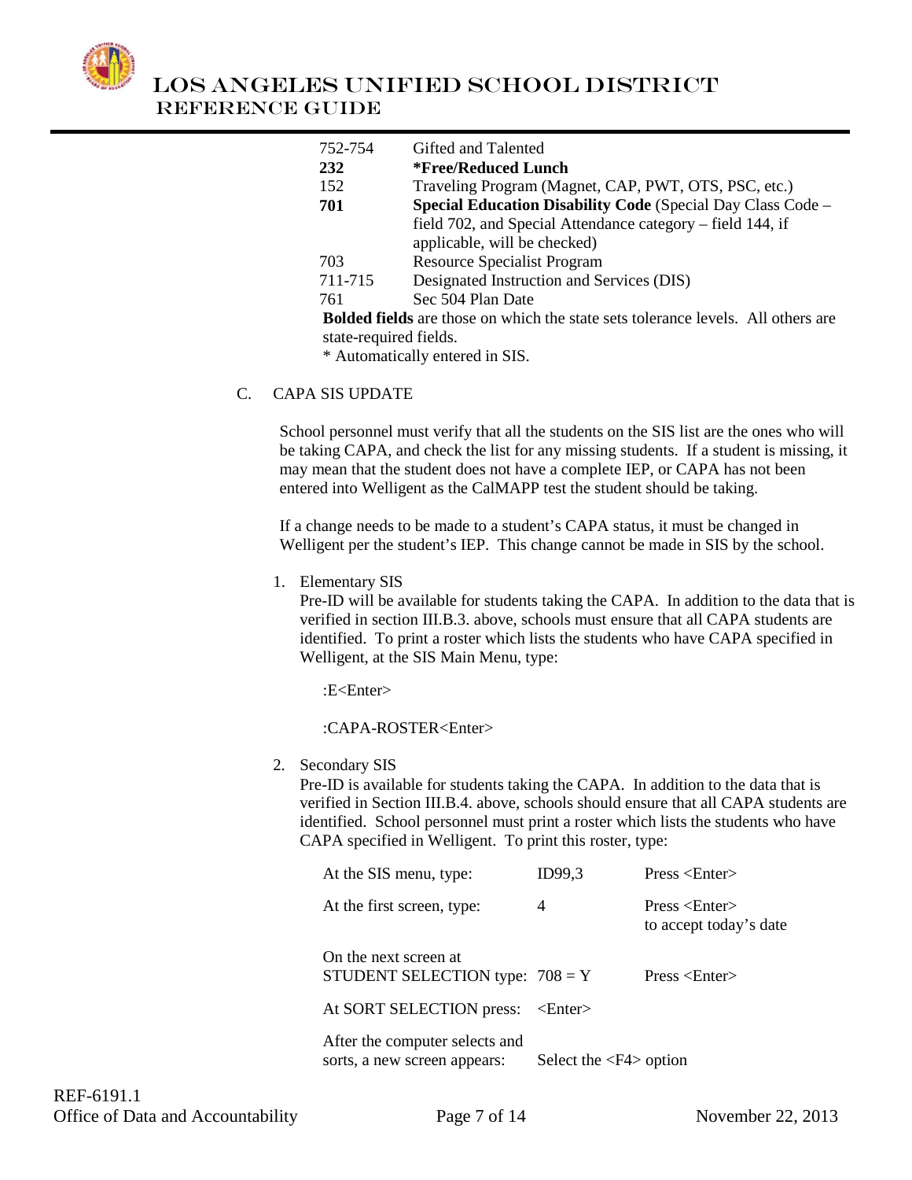| | |
|---|---|
| 752-754 | Gifted and Talented |
| **232** | ***Free/Reduced Lunch** |
| 152 | Traveling Program (Magnet, CAP, PWT, OTS, PSC, etc.) |
| **701** | **Special Education Disability Code** (Special Day Class Code – field 702, and Special Attendance category – field 144, if applicable, will be checked) |
| 703 | Resource Specialist Program |
| 711-715 | Designated Instruction and Services (DIS) |
| 761 | Sec 504 Plan Date |

**Bolded fields** are those on which the state sets tolerance levels. All others are state-required fields.

\* Automatically entered in SIS.

C. CAPA SIS UPDATE

School personnel must verify that all the students on the SIS list are the ones who will be taking CAPA, and check the list for any missing students. If a student is missing, it may mean that the student does not have a complete IEP, or CAPA has not been entered into Welligent as the CalMAPP test the student should be taking.

If a change needs to be made to a student's CAPA status, it must be changed in Welligent per the student's IEP. This change cannot be made in SIS by the school.

1. Elementary SIS

   Pre-ID will be available for students taking the CAPA. In addition to the data that is verified in section III.B.3. above, schools must ensure that all CAPA students are identified. To print a roster which lists the students who have CAPA specified in Welligent, at the SIS Main Menu, type:

   :E<Enter>

   :CAPA-ROSTER<Enter>

2. Secondary SIS

   Pre-ID is available for students taking the CAPA. In addition to the data that is verified in Section III.B.4. above, schools should ensure that all CAPA students are identified. School personnel must print a roster which lists the students who have CAPA specified in Welligent. To print this roster, type:

| | | |
|---|---|---|
| At the SIS menu, type: | ID99,3 | Press <Enter> |
| At the first screen, type: | 4 | Press <Enter> to accept today's date |
| On the next screen at STUDENT SELECTION type: | 708 = Y | Press <Enter> |
| At SORT SELECTION press: | <Enter> | |
| After the computer selects and sorts, a new screen appears: | Select the <F4> option | |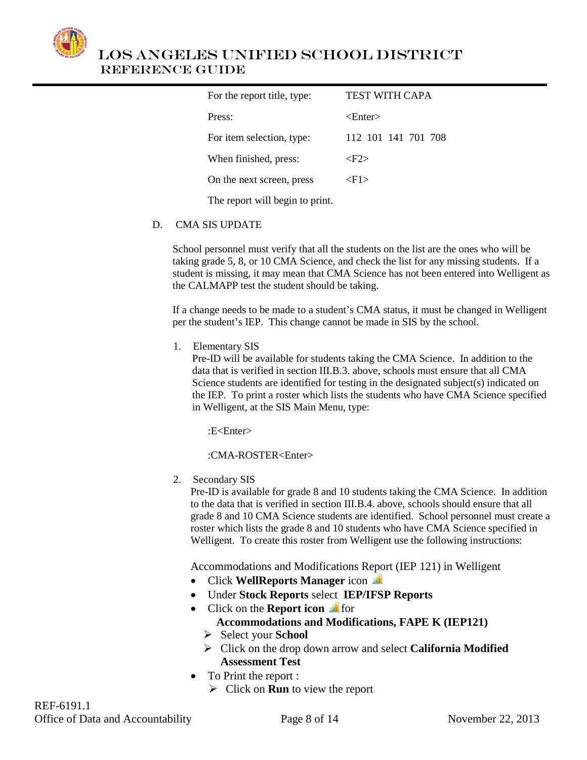| | |
|---|---|
| For the report title, type: | TEST WITH CAPA |
| Press: | <Enter> |
| For item selection, type: | 112 101 141 701 708 |
| When finished, press: | <F2> |
| On the next screen, press | <F1> |

The report will begin to print.

D. CMA SIS UPDATE

School personnel must verify that all the students on the list are the ones who will be taking grade 5, 8, or 10 CMA Science, and check the list for any missing students. If a student is missing, it may mean that CMA Science has not been entered into Welligent as the CALMAPP test the student should be taking.

If a change needs to be made to a student's CMA status, it must be changed in Welligent per the student's IEP. This change cannot be made in SIS by the school.

1. Elementary SIS
   Pre-ID will be available for students taking the CMA Science. In addition to the data that is verified in section III.B.3. above, schools must ensure that all CMA Science students are identified for testing in the designated subject(s) indicated on the IEP. To print a roster which lists the students who have CMA Science specified in Welligent, at the SIS Main Menu, type:

   :E<Enter>

   :CMA-ROSTER<Enter>

2. Secondary SIS
   Pre-ID is available for grade 8 and 10 students taking the CMA Science. In addition to the data that is verified in section III.B.4. above, schools should ensure that all grade 8 and 10 CMA Science students are identified. School personnel must create a roster which lists the grade 8 and 10 students who have CMA Science specified in Welligent. To create this roster from Welligent use the following instructions:

   Accommodations and Modifications Report (IEP 121) in Welligent

   - Click **WellReports Manager** icon
   - Under **Stock Reports** select **IEP/IFSP Reports**
   - Click on the **Report icon** for **Accommodations and Modifications, FAPE K (IEP121)**
     - Select your **School**
     - Click on the drop down arrow and select **California Modified Assessment Test**
   - To Print the report :
     - Click on **Run** to view the report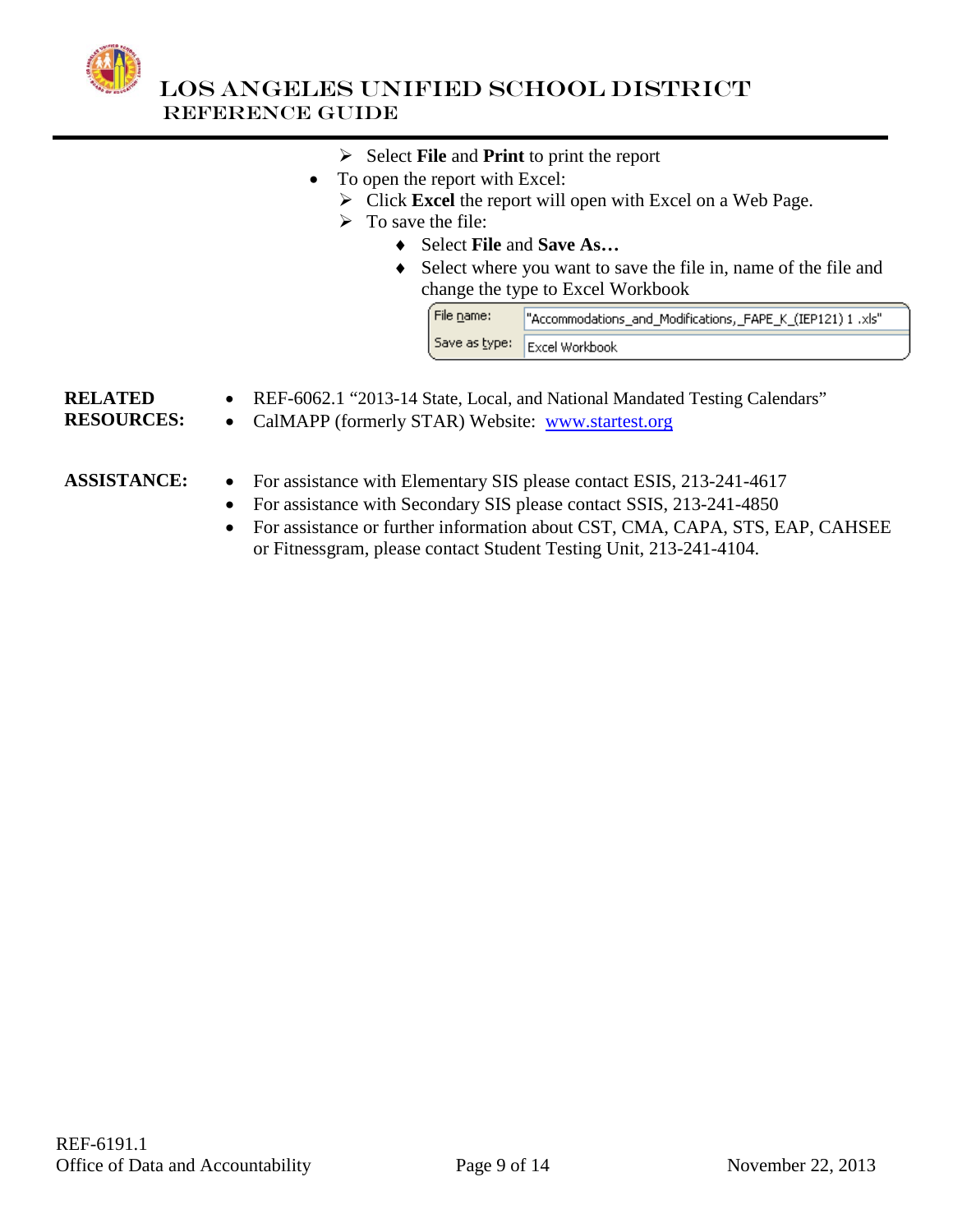- Select **File** and **Print** to print the report
- To open the report with Excel:
  - Click **Excel** the report will open with Excel on a Web Page.
  - To save the file:
    - Select **File** and **Save As…**
    - Select where you want to save the file in, name of the file and change the type to Excel Workbook

| File name: | "Accommodations_and_Modifications,_FAPE_K_(IEP121) 1 .xls" |
|---|---|
| Save as type: | Excel Workbook |

**RELATED RESOURCES:**

- REF-6062.1 "2013-14 State, Local, and National Mandated Testing Calendars"
- CalMAPP (formerly STAR) Website: www.startest.org

**ASSISTANCE:**

- For assistance with Elementary SIS please contact ESIS, 213-241-4617
- For assistance with Secondary SIS please contact SSIS, 213-241-4850
- For assistance or further information about CST, CMA, CAPA, STS, EAP, CAHSEE or Fitnessgram, please contact Student Testing Unit, 213-241-4104.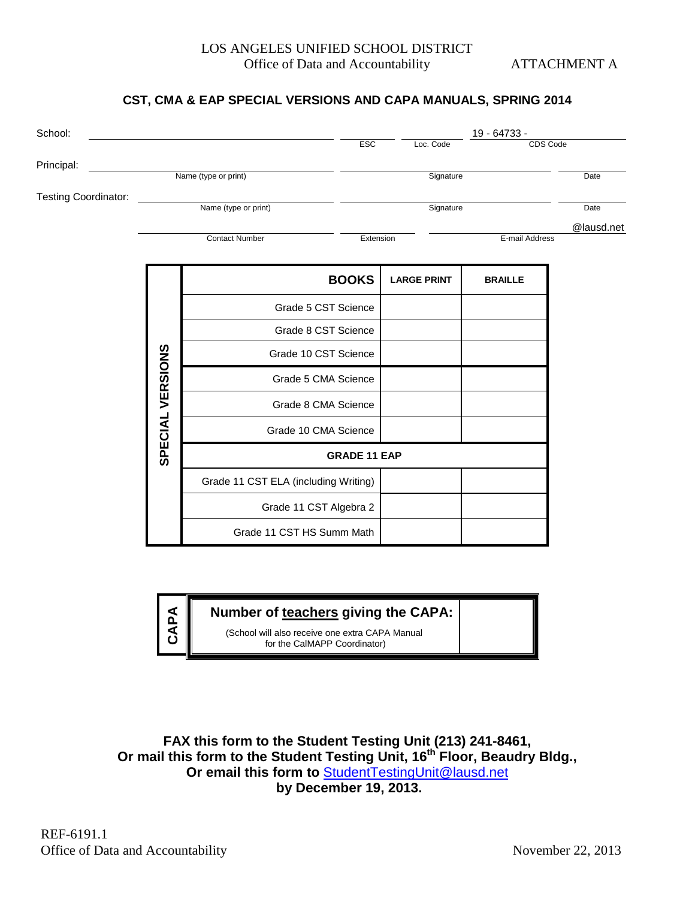LOS ANGELES UNIFIED SCHOOL DISTRICT
Office of Data and Accountability

ATTACHMENT A

## CST, CMA & EAP SPECIAL VERSIONS AND CAPA MANUALS, SPRING 2014

School: ______________________ ______ ______ 19 - 64733 - ______
ESC | Loc. Code | CDS Code

Principal: ______________________ ______________________ ______
Name (type or print) | Signature | Date

Testing Coordinator: ______________________ ______________________ ______
Name (type or print) | Signature | Date

______________________ ______ ______________________@lausd.net
Contact Number | Extension | E-mail Address

| SPECIAL VERSIONS | BOOKS | LARGE PRINT | BRAILLE |
|---|---|---|---|
| | Grade 5 CST Science | | |
| | Grade 8 CST Science | | |
| | Grade 10 CST Science | | |
| | Grade 5 CMA Science | | |
| | Grade 8 CMA Science | | |
| | Grade 10 CMA Science | | |
| | **GRADE 11 EAP** | | |
| | Grade 11 CST ELA (including Writing) | | |
| | Grade 11 CST Algebra 2 | | |
| | Grade 11 CST HS Summ Math | | |

| CAPA | | |
|---|---|---|
| | **Number of teachers giving the CAPA:** (School will also receive one extra CAPA Manual for the CalMAPP Coordinator) | |

**FAX this form to the Student Testing Unit (213) 241-8461,**
**Or mail this form to the Student Testing Unit, 16th Floor, Beaudry Bldg.,**
**Or email this form to StudentTestingUnit@lausd.net**
**by December 19, 2013.**

REF-6191.1
Office of Data and Accountability

November 22, 2013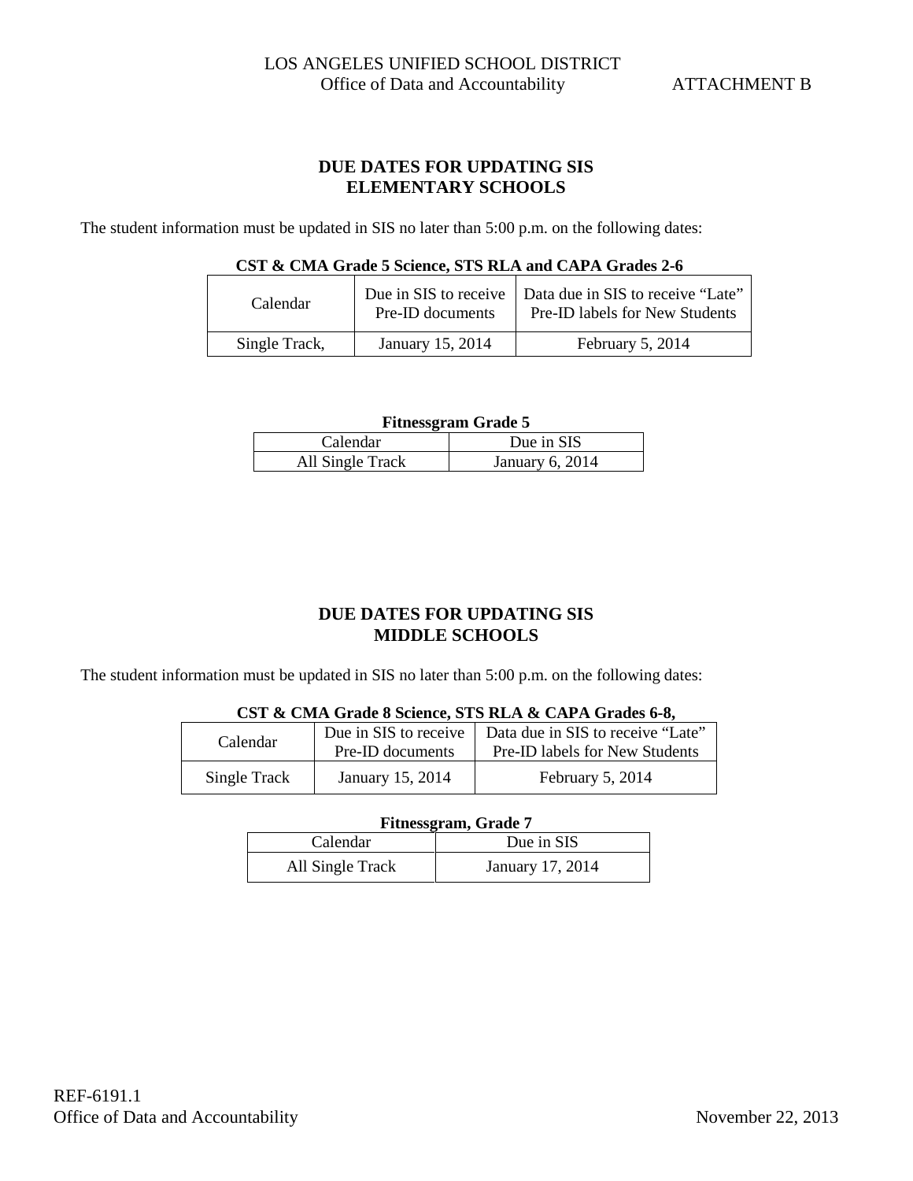LOS ANGELES UNIFIED SCHOOL DISTRICT
Office of Data and Accountability

ATTACHMENT B

## DUE DATES FOR UPDATING SIS
## ELEMENTARY SCHOOLS

The student information must be updated in SIS no later than 5:00 p.m. on the following dates:

**CST & CMA Grade 5 Science, STS RLA and CAPA Grades 2-6**

| Calendar | Due in SIS to receive Pre-ID documents | Data due in SIS to receive “Late” Pre-ID labels for New Students |
|---|---|---|
| Single Track, | January 15, 2014 | February 5, 2014 |

**Fitnessgram Grade 5**

| Calendar | Due in SIS |
|---|---|
| All Single Track | January 6, 2014 |

## DUE DATES FOR UPDATING SIS
## MIDDLE SCHOOLS

The student information must be updated in SIS no later than 5:00 p.m. on the following dates:

**CST & CMA Grade 8 Science, STS RLA & CAPA Grades 6-8,**

| Calendar | Due in SIS to receive Pre-ID documents | Data due in SIS to receive “Late” Pre-ID labels for New Students |
|---|---|---|
| Single Track | January 15, 2014 | February 5, 2014 |

**Fitnessgram, Grade 7**

| Calendar | Due in SIS |
|---|---|
| All Single Track | January 17, 2014 |

REF-6191.1
Office of Data and Accountability

November 22, 2013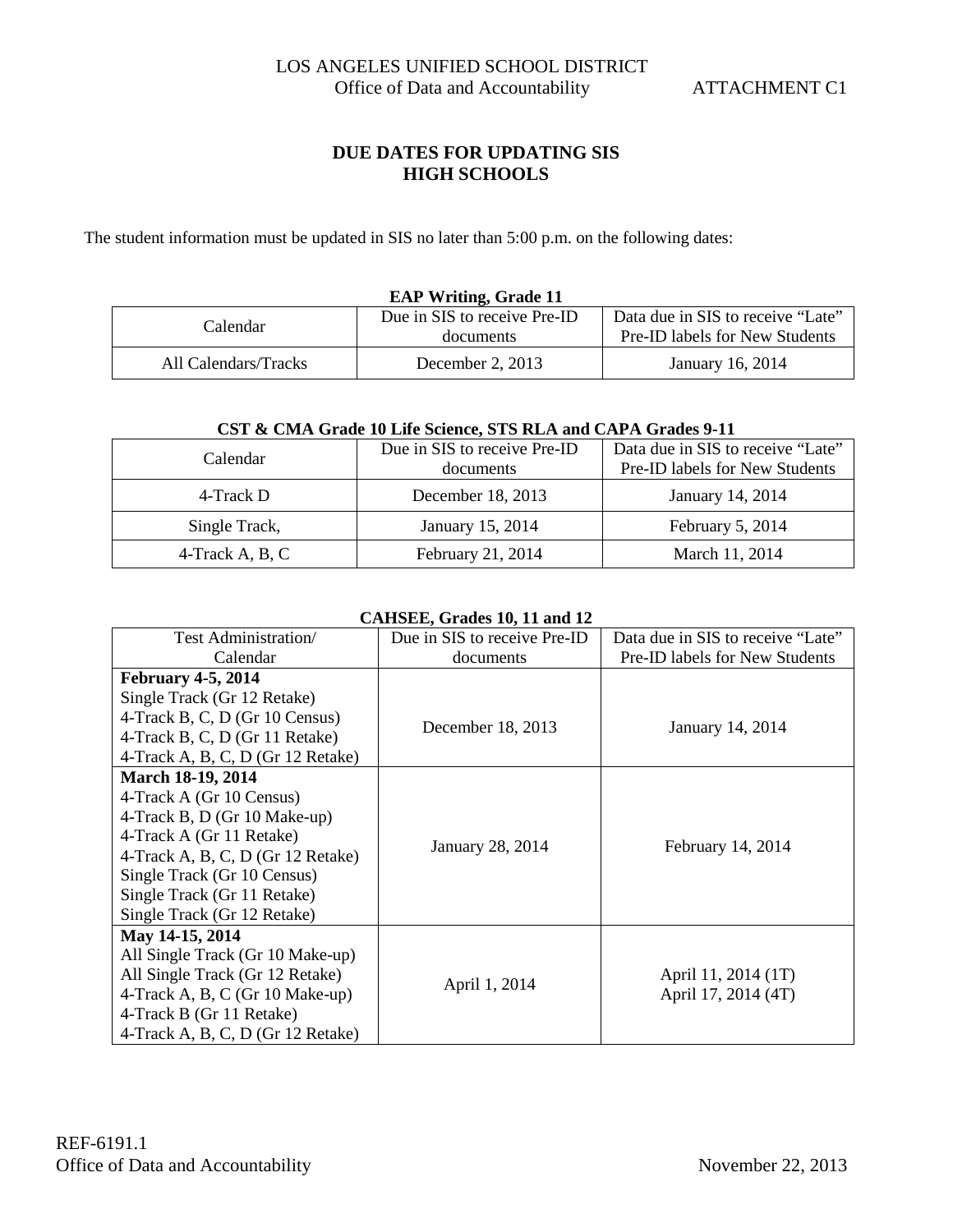LOS ANGELES UNIFIED SCHOOL DISTRICT
Office of Data and Accountability — ATTACHMENT C1

## DUE DATES FOR UPDATING SIS
## HIGH SCHOOLS

The student information must be updated in SIS no later than 5:00 p.m. on the following dates:

**EAP Writing, Grade 11**

| Calendar | Due in SIS to receive Pre-ID documents | Data due in SIS to receive "Late" Pre-ID labels for New Students |
|---|---|---|
| All Calendars/Tracks | December 2, 2013 | January 16, 2014 |

**CST & CMA Grade 10 Life Science, STS RLA and CAPA Grades 9-11**

| Calendar | Due in SIS to receive Pre-ID documents | Data due in SIS to receive "Late" Pre-ID labels for New Students |
|---|---|---|
| 4-Track D | December 18, 2013 | January 14, 2014 |
| Single Track, | January 15, 2014 | February 5, 2014 |
| 4-Track A, B, C | February 21, 2014 | March 11, 2014 |

**CAHSEE, Grades 10, 11 and 12**

| Test Administration/ Calendar | Due in SIS to receive Pre-ID documents | Data due in SIS to receive "Late" Pre-ID labels for New Students |
|---|---|---|
| **February 4-5, 2014**<br>Single Track (Gr 12 Retake)<br>4-Track B, C, D (Gr 10 Census)<br>4-Track B, C, D (Gr 11 Retake)<br>4-Track A, B, C, D (Gr 12 Retake) | December 18, 2013 | January 14, 2014 |
| **March 18-19, 2014**<br>4-Track A (Gr 10 Census)<br>4-Track B, D (Gr 10 Make-up)<br>4-Track A (Gr 11 Retake)<br>4-Track A, B, C, D (Gr 12 Retake)<br>Single Track (Gr 10 Census)<br>Single Track (Gr 11 Retake)<br>Single Track (Gr 12 Retake) | January 28, 2014 | February 14, 2014 |
| **May 14-15, 2014**<br>All Single Track (Gr 10 Make-up)<br>All Single Track (Gr 12 Retake)<br>4-Track A, B, C (Gr 10 Make-up)<br>4-Track B (Gr 11 Retake)<br>4-Track A, B, C, D (Gr 12 Retake) | April 1, 2014 | April 11, 2014 (1T)<br>April 17, 2014 (4T) |

REF-6191.1
Office of Data and Accountability — November 22, 2013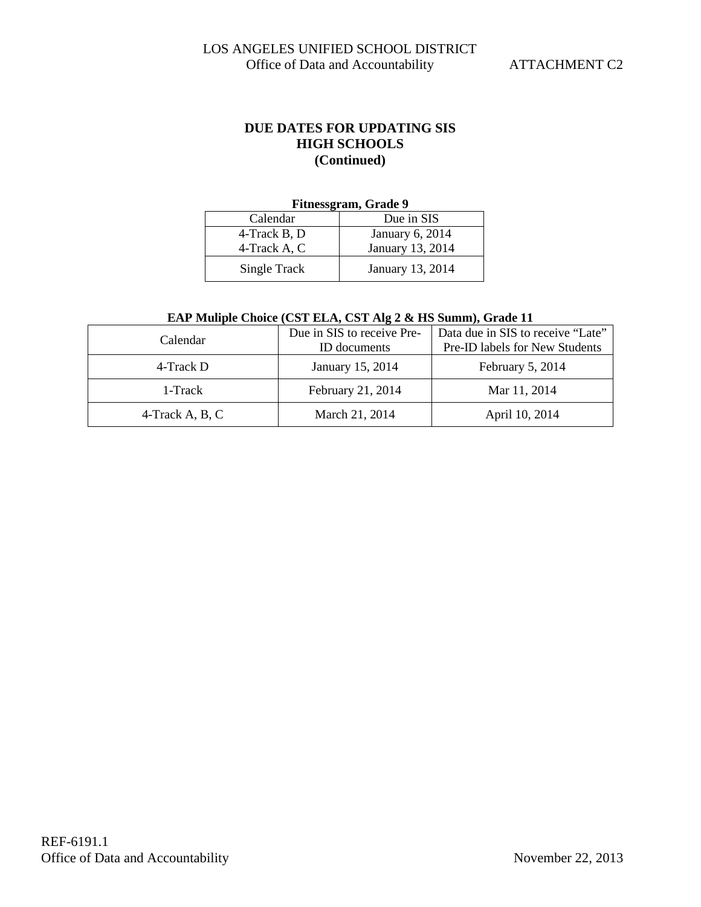LOS ANGELES UNIFIED SCHOOL DISTRICT
Office of Data and Accountability

ATTACHMENT C2

## DUE DATES FOR UPDATING SIS
## HIGH SCHOOLS
## (Continued)

**Fitnessgram, Grade 9**

| Calendar | Due in SIS |
|---|---|
| 4-Track B, D<br>4-Track A, C | January 6, 2014<br>January 13, 2014 |
| Single Track | January 13, 2014 |

**EAP Muliple Choice (CST ELA, CST Alg 2 & HS Summ), Grade 11**

| Calendar | Due in SIS to receive Pre-ID documents | Data due in SIS to receive "Late" Pre-ID labels for New Students |
|---|---|---|
| 4-Track D | January 15, 2014 | February 5, 2014 |
| 1-Track | February 21, 2014 | Mar 11, 2014 |
| 4-Track A, B, C | March 21, 2014 | April 10, 2014 |

REF-6191.1
Office of Data and Accountability

November 22, 2013